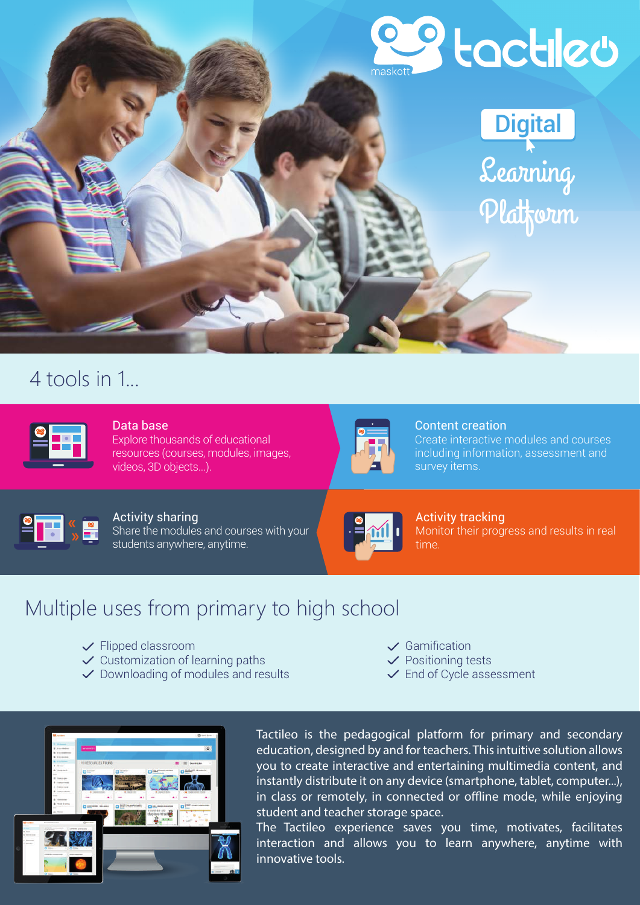maskott

# tactileo

**Digital Learning Platform**

## 4 tools in 1...

### Data base
Explore thousands of educational resources (courses, modules, images, videos, 3D objects...).

### Content creation
Create interactive modules and courses including information, assessment and survey items.

### Activity sharing
Share the modules and courses with your students anywhere, anytime.

### Activity tracking
Monitor their progress and results in real time.

## Multiple uses from primary to high school

- ✓ Flipped classroom
- ✓ Customization of learning paths
- ✓ Downloading of modules and results
- ✓ Gamification
- ✓ Positioning tests
- ✓ End of Cycle assessment

Tactileo is the pedagogical platform for primary and secondary education, designed by and for teachers. This intuitive solution allows you to create interactive and entertaining multimedia content, and instantly distribute it on any device (smartphone, tablet, computer...), in class or remotely, in connected or offline mode, while enjoying student and teacher storage space.

The Tactileo experience saves you time, motivates, facilitates interaction and allows you to learn anywhere, anytime with innovative tools.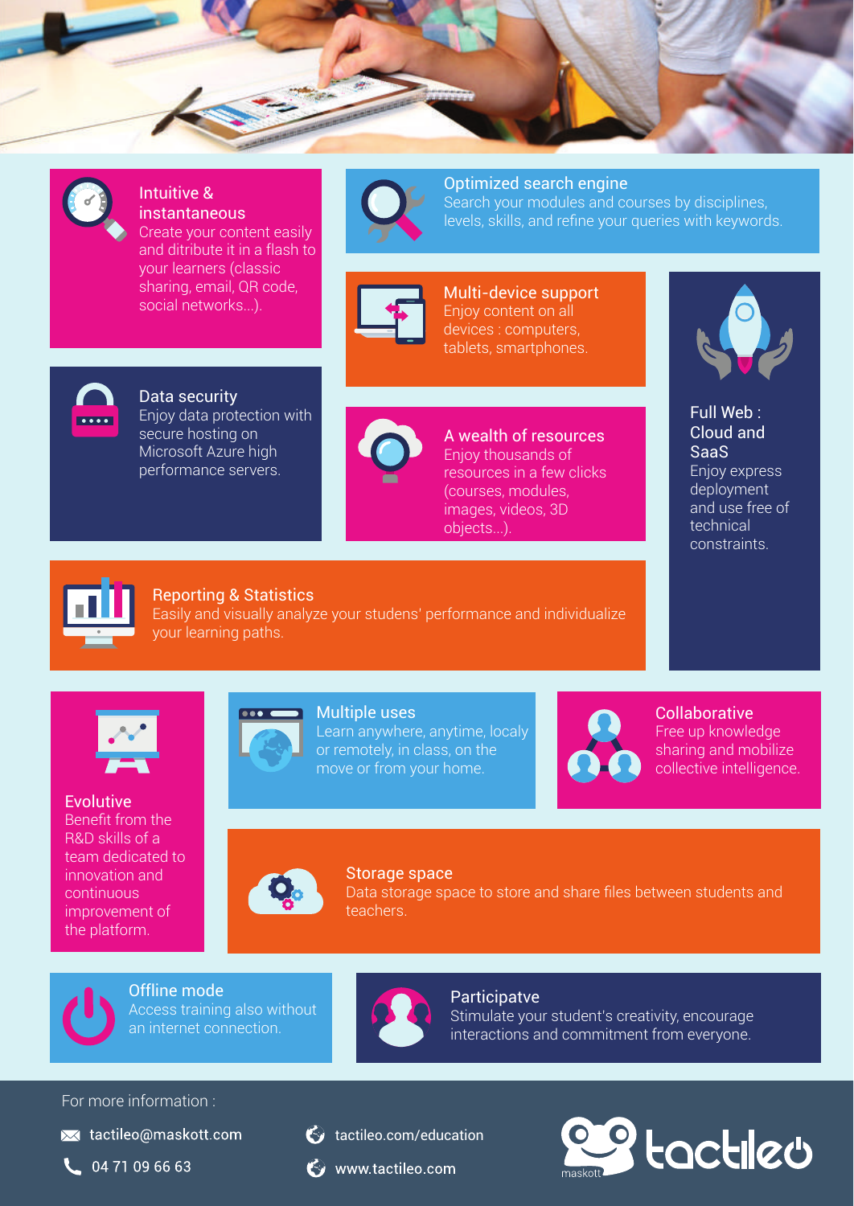### Intuitive & instantaneous

Create your content easily and ditribute it in a flash to your learners (classic sharing, email, QR code, social networks...).

### Optimized search engine

Search your modules and courses by disciplines, levels, skills, and refine your queries with keywords.

### Multi-device support

Enjoy content on all devices : computers, tablets, smartphones.

### Data security

Enjoy data protection with secure hosting on Microsoft Azure high performance servers.

### A wealth of resources

Enjoy thousands of resources in a few clicks (courses, modules, images, videos, 3D objects...).

### Full Web : Cloud and SaaS

Enjoy express deployment and use free of technical constraints.

### Reporting & Statistics

Easily and visually analyze your studens' performance and individualize your learning paths.

### Evolutive

Benefit from the R&D skills of a team dedicated to innovation and continuous improvement of the platform.

### Multiple uses

Learn anywhere, anytime, localy or remotely, in class, on the move or from your home.

### Collaborative

Free up knowledge sharing and mobilize collective intelligence.

### Storage space

Data storage space to store and share files between students and teachers.

### Offline mode

Access training also without an internet connection.

### Participatve

Stimulate your student's creativity, encourage interactions and commitment from everyone.

For more information :

- tactileo@maskott.com
- 04 71 09 66 63
- tactileo.com/education
- www.tactileo.com

maskott tactileo